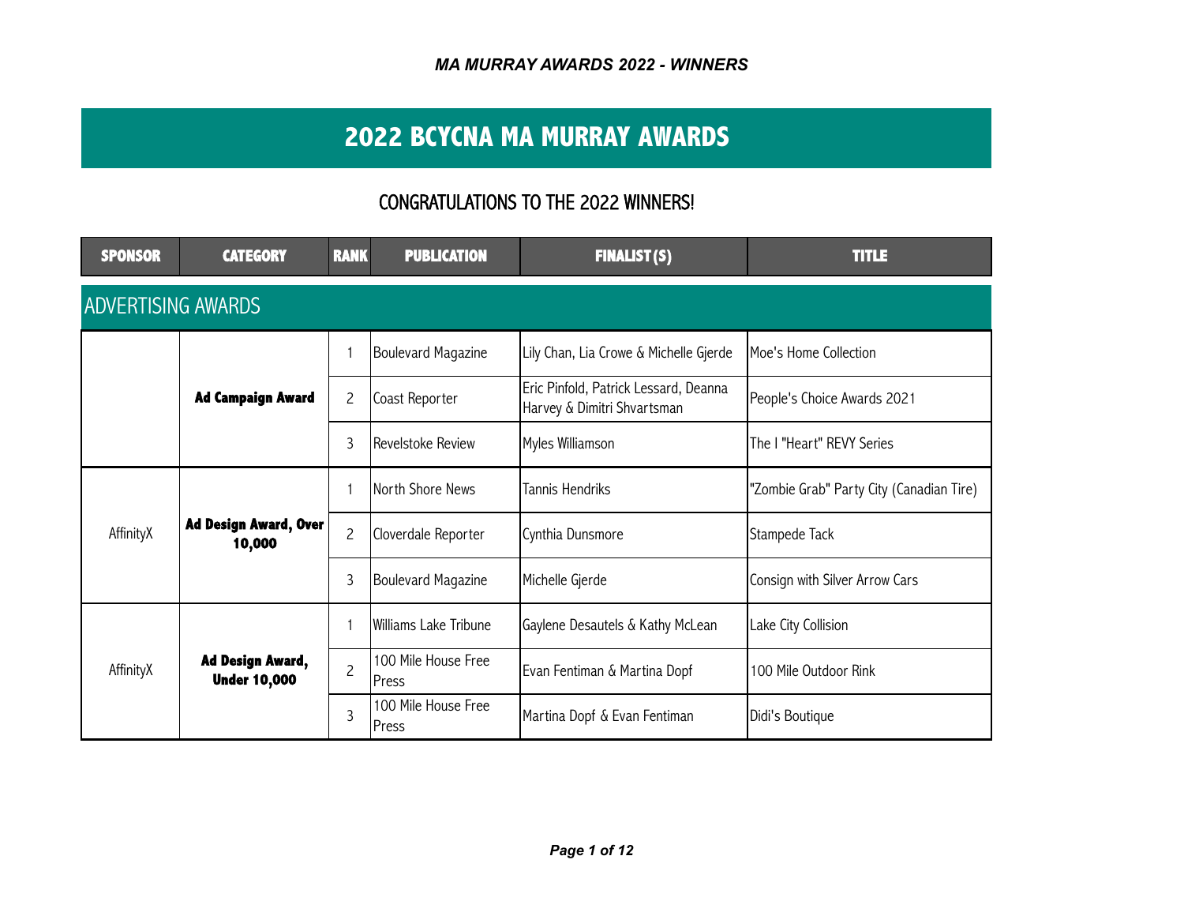*MA MURRAY AWARDS 2022 - WINNERS*

# 2022 BCYCNA MA MURRAY AWARDS

## CONGRATULATIONS TO THE 2022 WINNERS!

| SPONSOR | CATEGORY | RANK | PUBLICATION | FINALIST(S) | TITLE |
|---|---|---|---|---|---|
| **ADVERTISING AWARDS** | | | | | |
| | **Ad Campaign Award** | 1 | Boulevard Magazine | Lily Chan, Lia Crowe & Michelle Gjerde | Moe's Home Collection |
| | | 2 | Coast Reporter | Eric Pinfold, Patrick Lessard, Deanna Harvey & Dimitri Shvartsman | People's Choice Awards 2021 |
| | | 3 | Revelstoke Review | Myles Williamson | The I "Heart" REVY Series |
| AffinityX | **Ad Design Award, Over 10,000** | 1 | North Shore News | Tannis Hendriks | "Zombie Grab" Party City (Canadian Tire) |
| | | 2 | Cloverdale Reporter | Cynthia Dunsmore | Stampede Tack |
| | | 3 | Boulevard Magazine | Michelle Gjerde | Consign with Silver Arrow Cars |
| AffinityX | **Ad Design Award, Under 10,000** | 1 | Williams Lake Tribune | Gaylene Desautels & Kathy McLean | Lake City Collision |
| | | 2 | 100 Mile House Free Press | Evan Fentiman & Martina Dopf | 100 Mile Outdoor Rink |
| | | 3 | 100 Mile House Free Press | Martina Dopf & Evan Fentiman | Didi's Boutique |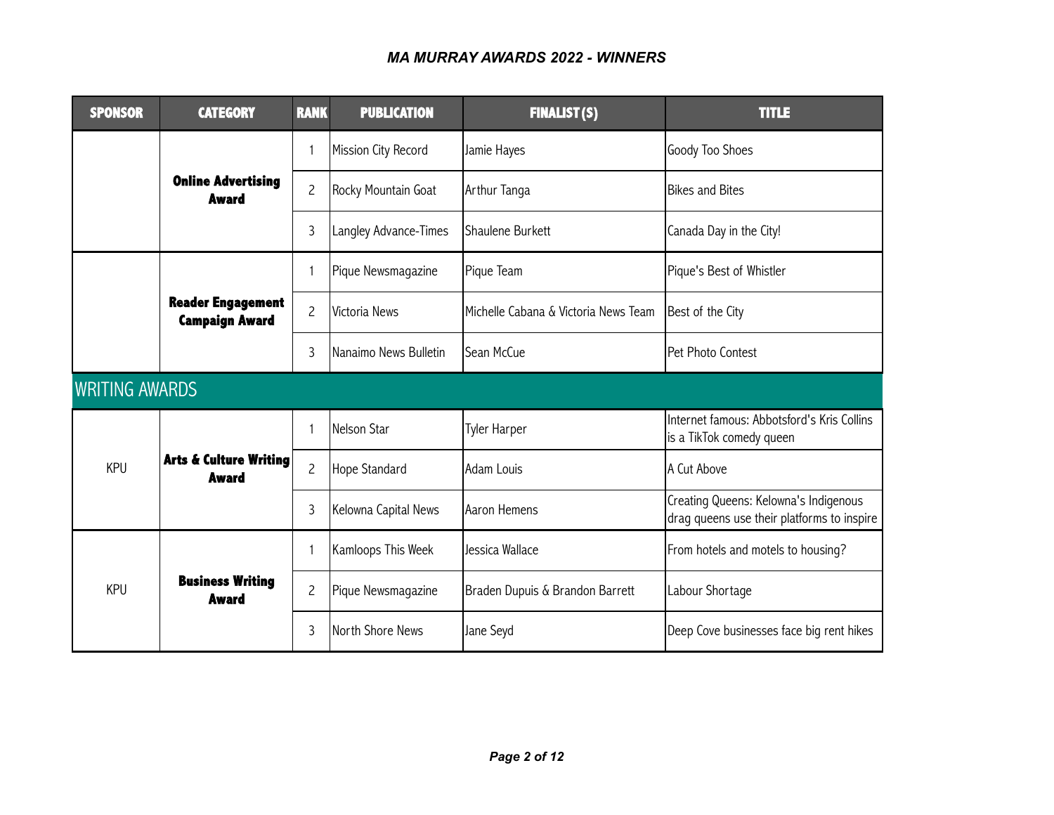## MA MURRAY AWARDS 2022 - WINNERS

| SPONSOR | CATEGORY | RANK | PUBLICATION | FINALIST(S) | TITLE |
|---|---|---|---|---|---|
| | **Online Advertising Award** | 1 | Mission City Record | Jamie Hayes | Goody Too Shoes |
| | | 2 | Rocky Mountain Goat | Arthur Tanga | Bikes and Bites |
| | | 3 | Langley Advance-Times | Shaulene Burkett | Canada Day in the City! |
| | **Reader Engagement Campaign Award** | 1 | Pique Newsmagazine | Pique Team | Pique's Best of Whistler |
| | | 2 | Victoria News | Michelle Cabana & Victoria News Team | Best of the City |
| | | 3 | Nanaimo News Bulletin | Sean McCue | Pet Photo Contest |
| WRITING AWARDS | | | | | |
| KPU | **Arts & Culture Writing Award** | 1 | Nelson Star | Tyler Harper | Internet famous: Abbotsford's Kris Collins is a TikTok comedy queen |
| | | 2 | Hope Standard | Adam Louis | A Cut Above |
| | | 3 | Kelowna Capital News | Aaron Hemens | Creating Queens: Kelowna's Indigenous drag queens use their platforms to inspire |
| KPU | **Business Writing Award** | 1 | Kamloops This Week | Jessica Wallace | From hotels and motels to housing? |
| | | 2 | Pique Newsmagazine | Braden Dupuis & Brandon Barrett | Labour Shortage |
| | | 3 | North Shore News | Jane Seyd | Deep Cove businesses face big rent hikes |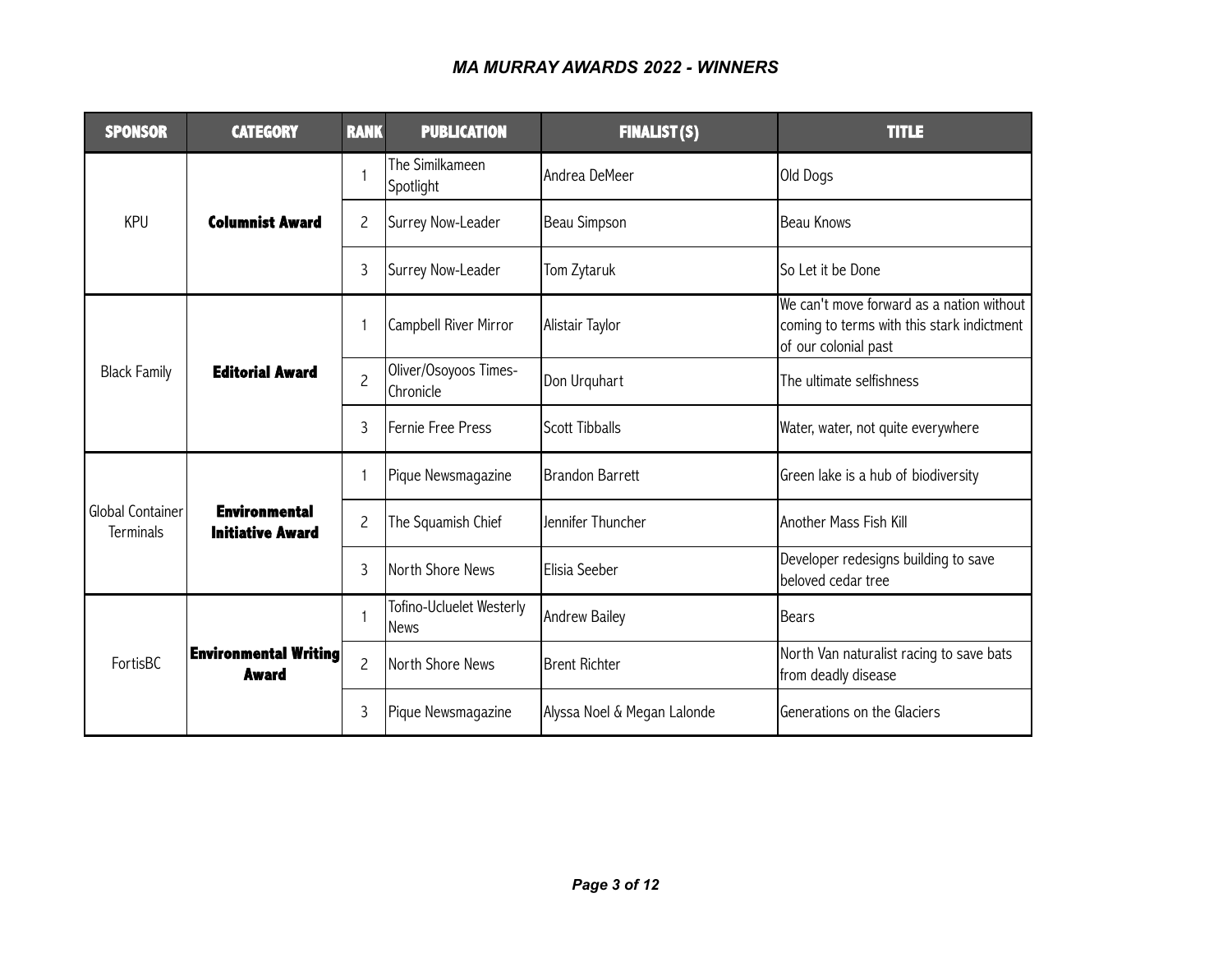*MA MURRAY AWARDS 2022 - WINNERS*

| SPONSOR | CATEGORY | RANK | PUBLICATION | FINALIST(S) | TITLE |
|---|---|---|---|---|---|
| KPU | **Columnist Award** | 1 | The Similkameen Spotlight | Andrea DeMeer | Old Dogs |
| | | 2 | Surrey Now-Leader | Beau Simpson | Beau Knows |
| | | 3 | Surrey Now-Leader | Tom Zytaruk | So Let it be Done |
| Black Family | **Editorial Award** | 1 | Campbell River Mirror | Alistair Taylor | We can't move forward as a nation without coming to terms with this stark indictment of our colonial past |
| | | 2 | Oliver/Osoyoos Times-Chronicle | Don Urquhart | The ultimate selfishness |
| | | 3 | Fernie Free Press | Scott Tibballs | Water, water, not quite everywhere |
| Global Container Terminals | **Environmental Initiative Award** | 1 | Pique Newsmagazine | Brandon Barrett | Green lake is a hub of biodiversity |
| | | 2 | The Squamish Chief | Jennifer Thuncher | Another Mass Fish Kill |
| | | 3 | North Shore News | Elisia Seeber | Developer redesigns building to save beloved cedar tree |
| FortisBC | **Environmental Writing Award** | 1 | Tofino-Ucluelet Westerly News | Andrew Bailey | Bears |
| | | 2 | North Shore News | Brent Richter | North Van naturalist racing to save bats from deadly disease |
| | | 3 | Pique Newsmagazine | Alyssa Noel & Megan Lalonde | Generations on the Glaciers |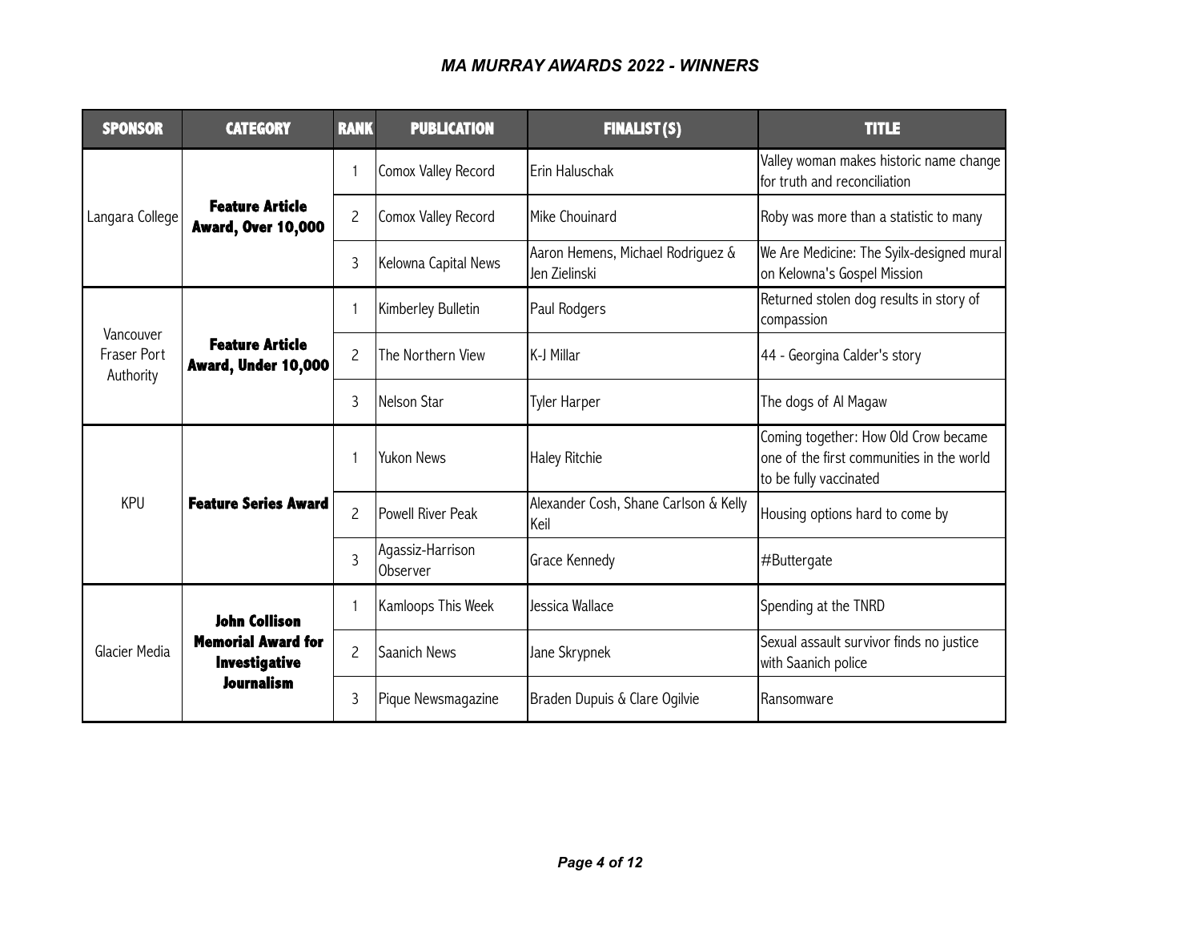# *MA MURRAY AWARDS 2022 - WINNERS*

| SPONSOR | CATEGORY | RANK | PUBLICATION | FINALIST(S) | TITLE |
|---|---|---|---|---|---|
| Langara College | **Feature Article Award, Over 10,000** | 1 | Comox Valley Record | Erin Haluschak | Valley woman makes historic name change for truth and reconciliation |
| | | 2 | Comox Valley Record | Mike Chouinard | Roby was more than a statistic to many |
| | | 3 | Kelowna Capital News | Aaron Hemens, Michael Rodriguez & Jen Zielinski | We Are Medicine: The Syilx-designed mural on Kelowna's Gospel Mission |
| Vancouver Fraser Port Authority | **Feature Article Award, Under 10,000** | 1 | Kimberley Bulletin | Paul Rodgers | Returned stolen dog results in story of compassion |
| | | 2 | The Northern View | K-J Millar | 44 - Georgina Calder's story |
| | | 3 | Nelson Star | Tyler Harper | The dogs of Al Magaw |
| KPU | **Feature Series Award** | 1 | Yukon News | Haley Ritchie | Coming together: How Old Crow became one of the first communities in the world to be fully vaccinated |
| | | 2 | Powell River Peak | Alexander Cosh, Shane Carlson & Kelly Keil | Housing options hard to come by |
| | | 3 | Agassiz-Harrison Observer | Grace Kennedy | #Buttergate |
| Glacier Media | **John Collison Memorial Award for Investigative Journalism** | 1 | Kamloops This Week | Jessica Wallace | Spending at the TNRD |
| | | 2 | Saanich News | Jane Skrypnek | Sexual assault survivor finds no justice with Saanich police |
| | | 3 | Pique Newsmagazine | Braden Dupuis & Clare Ogilvie | Ransomware |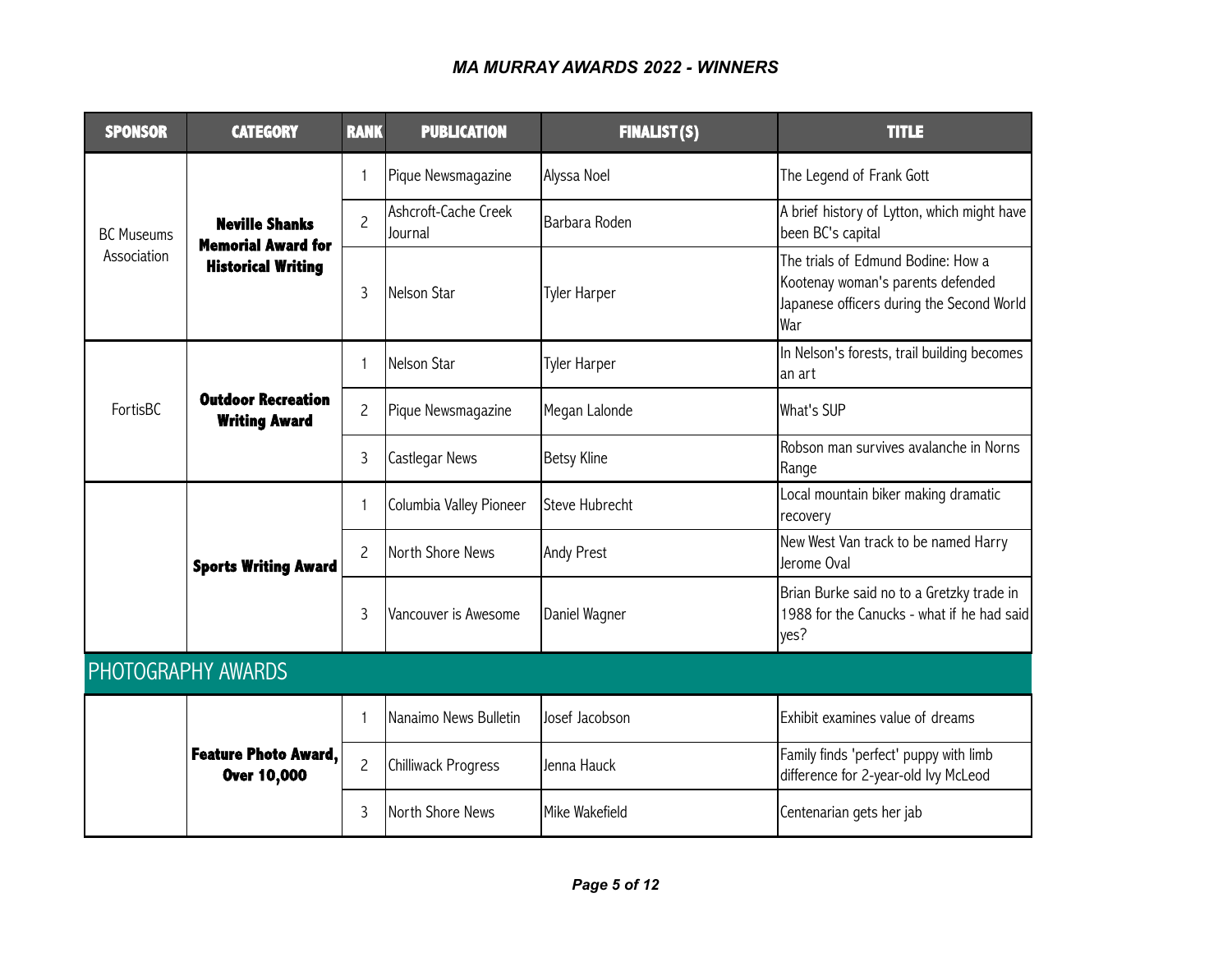## MA MURRAY AWARDS 2022 - WINNERS

| SPONSOR | CATEGORY | RANK | PUBLICATION | FINALIST(S) | TITLE |
|---|---|---|---|---|---|
| BC Museums Association | **Neville Shanks Memorial Award for Historical Writing** | 1 | Pique Newsmagazine | Alyssa Noel | The Legend of Frank Gott |
| | | 2 | Ashcroft-Cache Creek Journal | Barbara Roden | A brief history of Lytton, which might have been BC's capital |
| | | 3 | Nelson Star | Tyler Harper | The trials of Edmund Bodine: How a Kootenay woman's parents defended Japanese officers during the Second World War |
| FortisBC | **Outdoor Recreation Writing Award** | 1 | Nelson Star | Tyler Harper | In Nelson's forests, trail building becomes an art |
| | | 2 | Pique Newsmagazine | Megan Lalonde | What's SUP |
| | | 3 | Castlegar News | Betsy Kline | Robson man survives avalanche in Norns Range |
| | **Sports Writing Award** | 1 | Columbia Valley Pioneer | Steve Hubrecht | Local mountain biker making dramatic recovery |
| | | 2 | North Shore News | Andy Prest | New West Van track to be named Harry Jerome Oval |
| | | 3 | Vancouver is Awesome | Daniel Wagner | Brian Burke said no to a Gretzky trade in 1988 for the Canucks - what if he had said yes? |

## PHOTOGRAPHY AWARDS

| SPONSOR | CATEGORY | RANK | PUBLICATION | FINALIST(S) | TITLE |
|---|---|---|---|---|---|
| | **Feature Photo Award, Over 10,000** | 1 | Nanaimo News Bulletin | Josef Jacobson | Exhibit examines value of dreams |
| | | 2 | Chilliwack Progress | Jenna Hauck | Family finds 'perfect' puppy with limb difference for 2-year-old Ivy McLeod |
| | | 3 | North Shore News | Mike Wakefield | Centenarian gets her jab |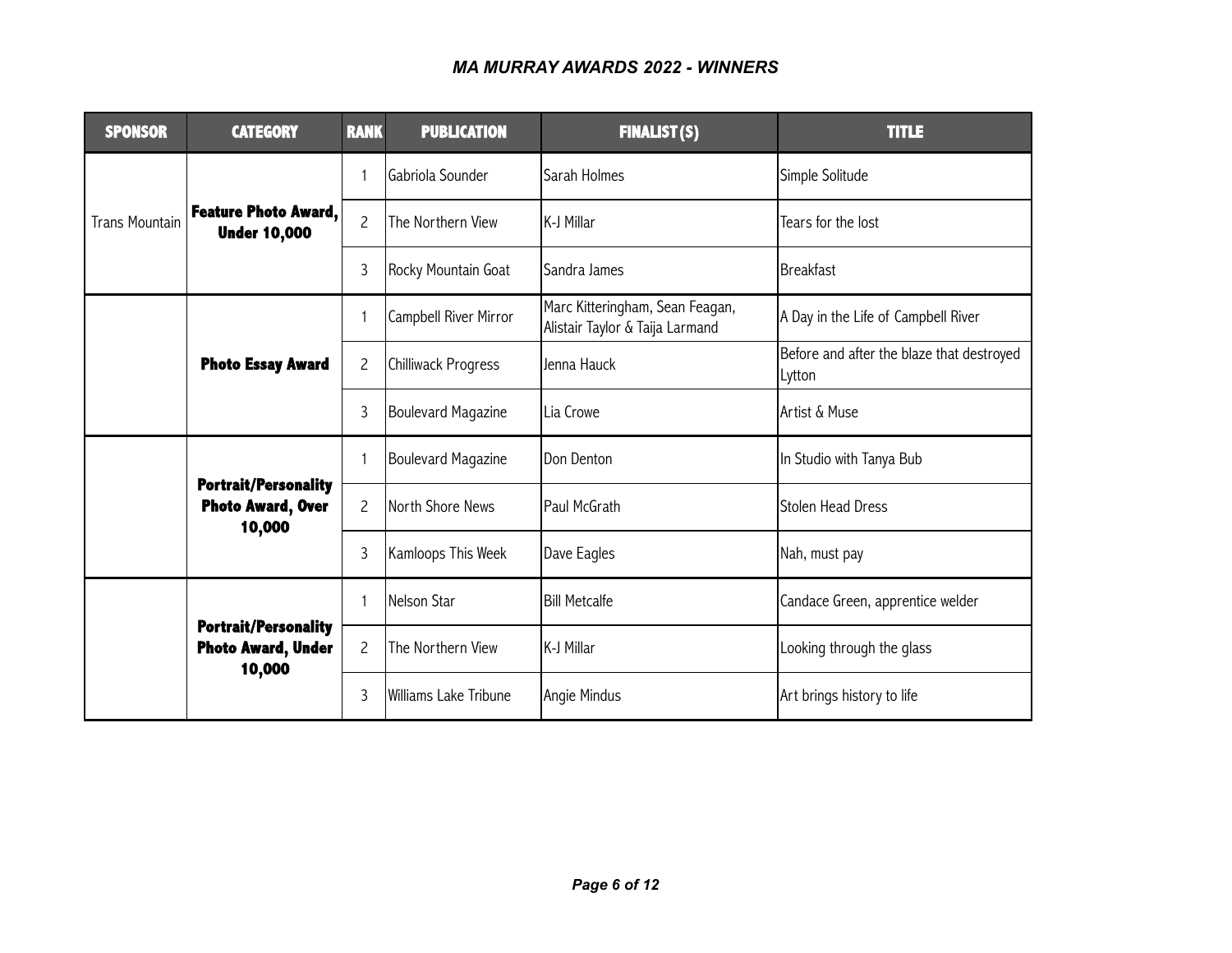# *MA MURRAY AWARDS 2022 - WINNERS*

| SPONSOR | CATEGORY | RANK | PUBLICATION | FINALIST(S) | TITLE |
|---|---|---|---|---|---|
| Trans Mountain | **Feature Photo Award, Under 10,000** | 1 | Gabriola Sounder | Sarah Holmes | Simple Solitude |
| | | 2 | The Northern View | K-J Millar | Tears for the lost |
| | | 3 | Rocky Mountain Goat | Sandra James | Breakfast |
| | **Photo Essay Award** | 1 | Campbell River Mirror | Marc Kitteringham, Sean Feagan, Alistair Taylor & Taija Larmand | A Day in the Life of Campbell River |
| | | 2 | Chilliwack Progress | Jenna Hauck | Before and after the blaze that destroyed Lytton |
| | | 3 | Boulevard Magazine | Lia Crowe | Artist & Muse |
| | **Portrait/Personality Photo Award, Over 10,000** | 1 | Boulevard Magazine | Don Denton | In Studio with Tanya Bub |
| | | 2 | North Shore News | Paul McGrath | Stolen Head Dress |
| | | 3 | Kamloops This Week | Dave Eagles | Nah, must pay |
| | **Portrait/Personality Photo Award, Under 10,000** | 1 | Nelson Star | Bill Metcalfe | Candace Green, apprentice welder |
| | | 2 | The Northern View | K-J Millar | Looking through the glass |
| | | 3 | Williams Lake Tribune | Angie Mindus | Art brings history to life |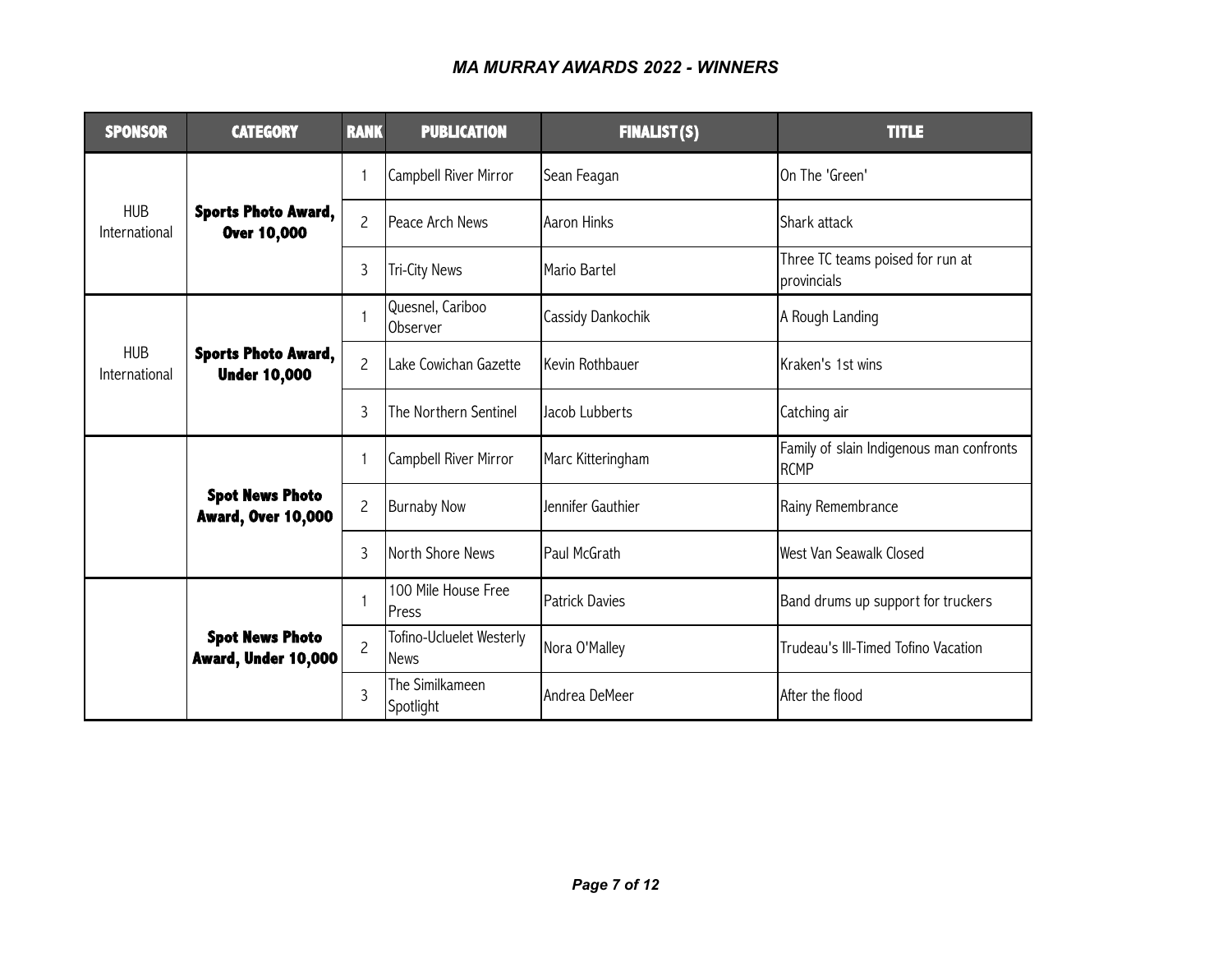## *MA MURRAY AWARDS 2022 - WINNERS*

| SPONSOR | CATEGORY | RANK | PUBLICATION | FINALIST(S) | TITLE |
|---|---|---|---|---|---|
| HUB International | **Sports Photo Award, Over 10,000** | 1 | Campbell River Mirror | Sean Feagan | On The 'Green' |
| | | 2 | Peace Arch News | Aaron Hinks | Shark attack |
| | | 3 | Tri-City News | Mario Bartel | Three TC teams poised for run at provincials |
| HUB International | **Sports Photo Award, Under 10,000** | 1 | Quesnel, Cariboo Observer | Cassidy Dankochik | A Rough Landing |
| | | 2 | Lake Cowichan Gazette | Kevin Rothbauer | Kraken's 1st wins |
| | | 3 | The Northern Sentinel | Jacob Lubberts | Catching air |
| | **Spot News Photo Award, Over 10,000** | 1 | Campbell River Mirror | Marc Kitteringham | Family of slain Indigenous man confronts RCMP |
| | | 2 | Burnaby Now | Jennifer Gauthier | Rainy Remembrance |
| | | 3 | North Shore News | Paul McGrath | West Van Seawalk Closed |
| | **Spot News Photo Award, Under 10,000** | 1 | 100 Mile House Free Press | Patrick Davies | Band drums up support for truckers |
| | | 2 | Tofino-Ucluelet Westerly News | Nora O'Malley | Trudeau's Ill-Timed Tofino Vacation |
| | | 3 | The Similkameen Spotlight | Andrea DeMeer | After the flood |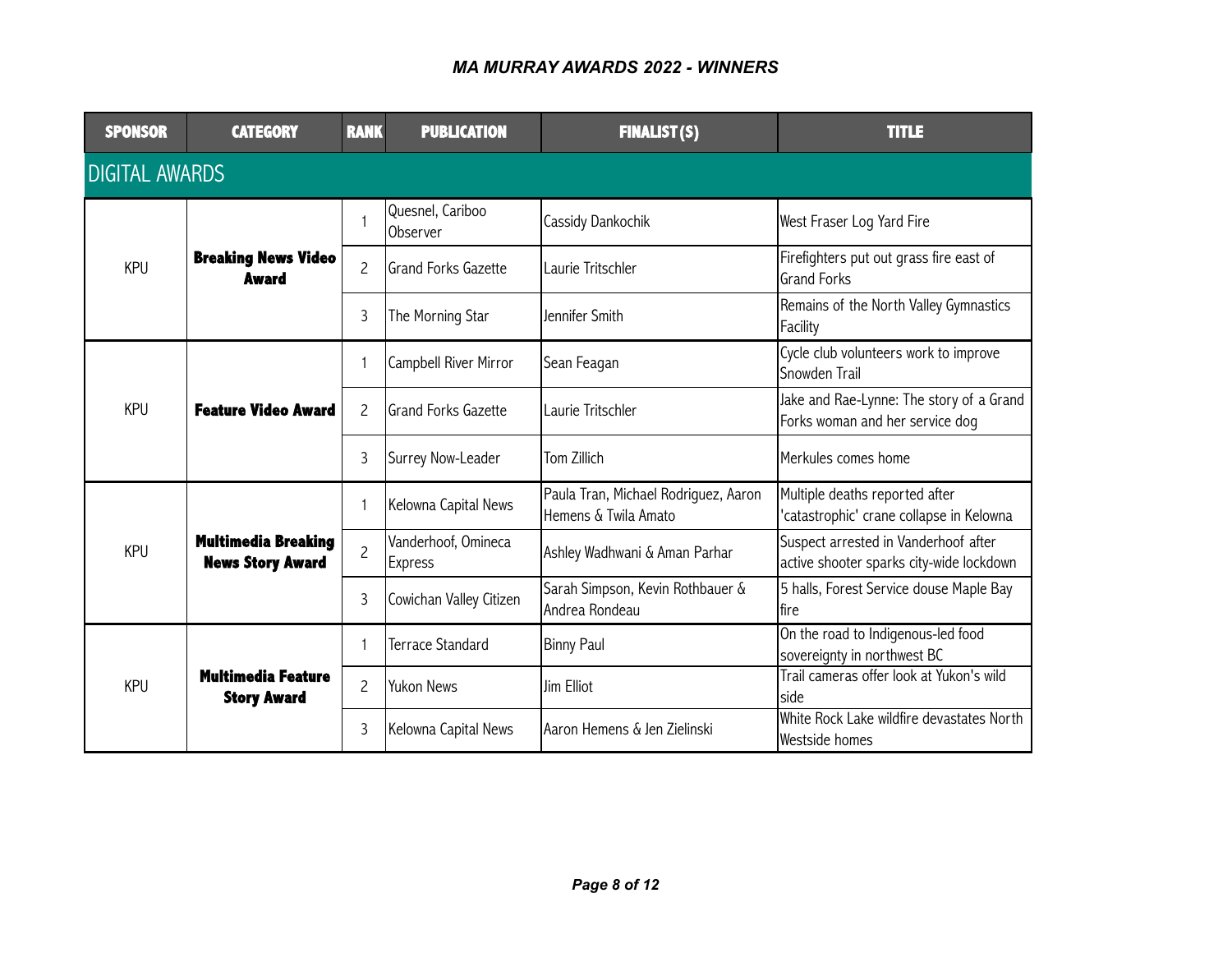# MA MURRAY AWARDS 2022 - WINNERS

| SPONSOR | CATEGORY | RANK | PUBLICATION | FINALIST(S) | TITLE |
|---|---|---|---|---|---|
| **DIGITAL AWARDS** | | | | | |
| KPU | **Breaking News Video Award** | 1 | Quesnel, Cariboo Observer | Cassidy Dankochik | West Fraser Log Yard Fire |
| | | 2 | Grand Forks Gazette | Laurie Tritschler | Firefighters put out grass fire east of Grand Forks |
| | | 3 | The Morning Star | Jennifer Smith | Remains of the North Valley Gymnastics Facility |
| KPU | **Feature Video Award** | 1 | Campbell River Mirror | Sean Feagan | Cycle club volunteers work to improve Snowden Trail |
| | | 2 | Grand Forks Gazette | Laurie Tritschler | Jake and Rae-Lynne: The story of a Grand Forks woman and her service dog |
| | | 3 | Surrey Now-Leader | Tom Zillich | Merkules comes home |
| KPU | **Multimedia Breaking News Story Award** | 1 | Kelowna Capital News | Paula Tran, Michael Rodriguez, Aaron Hemens & Twila Amato | Multiple deaths reported after 'catastrophic' crane collapse in Kelowna |
| | | 2 | Vanderhoof, Omineca Express | Ashley Wadhwani & Aman Parhar | Suspect arrested in Vanderhoof after active shooter sparks city-wide lockdown |
| | | 3 | Cowichan Valley Citizen | Sarah Simpson, Kevin Rothbauer & Andrea Rondeau | 5 halls, Forest Service douse Maple Bay fire |
| KPU | **Multimedia Feature Story Award** | 1 | Terrace Standard | Binny Paul | On the road to Indigenous-led food sovereignty in northwest BC |
| | | 2 | Yukon News | Jim Elliot | Trail cameras offer look at Yukon's wild side |
| | | 3 | Kelowna Capital News | Aaron Hemens & Jen Zielinski | White Rock Lake wildfire devastates North Westside homes |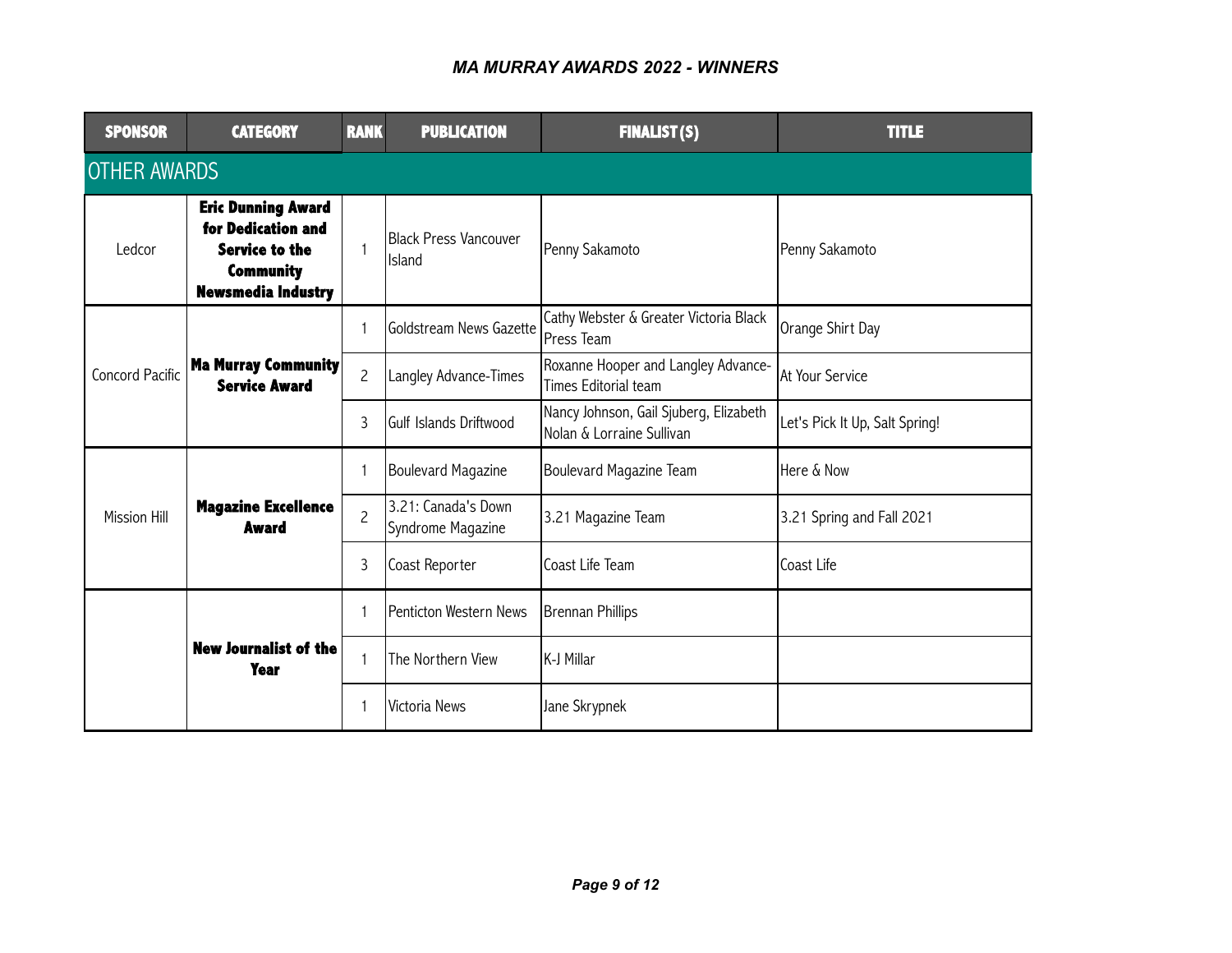## MA MURRAY AWARDS 2022 - WINNERS

| SPONSOR | CATEGORY | RANK | PUBLICATION | FINALIST(S) | TITLE |
|---|---|---|---|---|---|
| **OTHER AWARDS** | | | | | |
| Ledcor | **Eric Dunning Award for Dedication and Service to the Community Newsmedia Industry** | 1 | Black Press Vancouver Island | Penny Sakamoto | Penny Sakamoto |
| Concord Pacific | **Ma Murray Community Service Award** | 1 | Goldstream News Gazette | Cathy Webster & Greater Victoria Black Press Team | Orange Shirt Day |
| | | 2 | Langley Advance-Times | Roxanne Hooper and Langley Advance-Times Editorial team | At Your Service |
| | | 3 | Gulf Islands Driftwood | Nancy Johnson, Gail Sjuberg, Elizabeth Nolan & Lorraine Sullivan | Let's Pick It Up, Salt Spring! |
| Mission Hill | **Magazine Excellence Award** | 1 | Boulevard Magazine | Boulevard Magazine Team | Here & Now |
| | | 2 | 3.21: Canada's Down Syndrome Magazine | 3.21 Magazine Team | 3.21 Spring and Fall 2021 |
| | | 3 | Coast Reporter | Coast Life Team | Coast Life |
| | **New Journalist of the Year** | 1 | Penticton Western News | Brennan Phillips | |
| | | 1 | The Northern View | K-J Millar | |
| | | 1 | Victoria News | Jane Skrypnek | |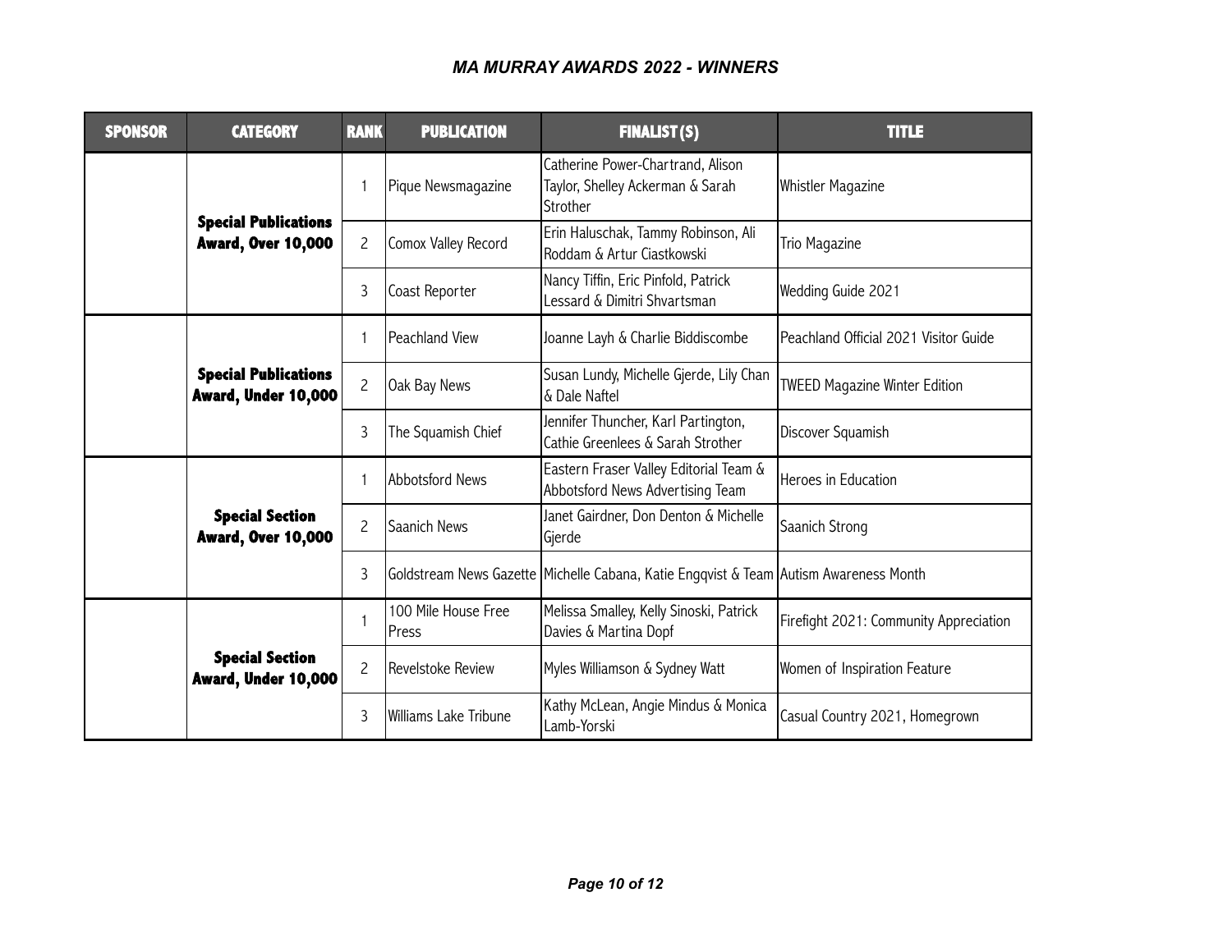# MA MURRAY AWARDS 2022 - WINNERS

| SPONSOR | CATEGORY | RANK | PUBLICATION | FINALIST(S) | TITLE |
|---|---|---|---|---|---|
| | **Special Publications Award, Over 10,000** | 1 | Pique Newsmagazine | Catherine Power-Chartrand, Alison Taylor, Shelley Ackerman & Sarah Strother | Whistler Magazine |
| | | 2 | Comox Valley Record | Erin Haluschak, Tammy Robinson, Ali Roddam & Artur Ciastkowski | Trio Magazine |
| | | 3 | Coast Reporter | Nancy Tiffin, Eric Pinfold, Patrick Lessard & Dimitri Shvartsman | Wedding Guide 2021 |
| | **Special Publications Award, Under 10,000** | 1 | Peachland View | Joanne Layh & Charlie Biddiscombe | Peachland Official 2021 Visitor Guide |
| | | 2 | Oak Bay News | Susan Lundy, Michelle Gjerde, Lily Chan & Dale Naftel | TWEED Magazine Winter Edition |
| | | 3 | The Squamish Chief | Jennifer Thuncher, Karl Partington, Cathie Greenlees & Sarah Strother | Discover Squamish |
| | **Special Section Award, Over 10,000** | 1 | Abbotsford News | Eastern Fraser Valley Editorial Team & Abbotsford News Advertising Team | Heroes in Education |
| | | 2 | Saanich News | Janet Gairdner, Don Denton & Michelle Gjerde | Saanich Strong |
| | | 3 | Goldstream News Gazette | Michelle Cabana, Katie Engqvist & Team | Autism Awareness Month |
| | **Special Section Award, Under 10,000** | 1 | 100 Mile House Free Press | Melissa Smalley, Kelly Sinoski, Patrick Davies & Martina Dopf | Firefight 2021: Community Appreciation |
| | | 2 | Revelstoke Review | Myles Williamson & Sydney Watt | Women of Inspiration Feature |
| | | 3 | Williams Lake Tribune | Kathy McLean, Angie Mindus & Monica Lamb-Yorski | Casual Country 2021, Homegrown |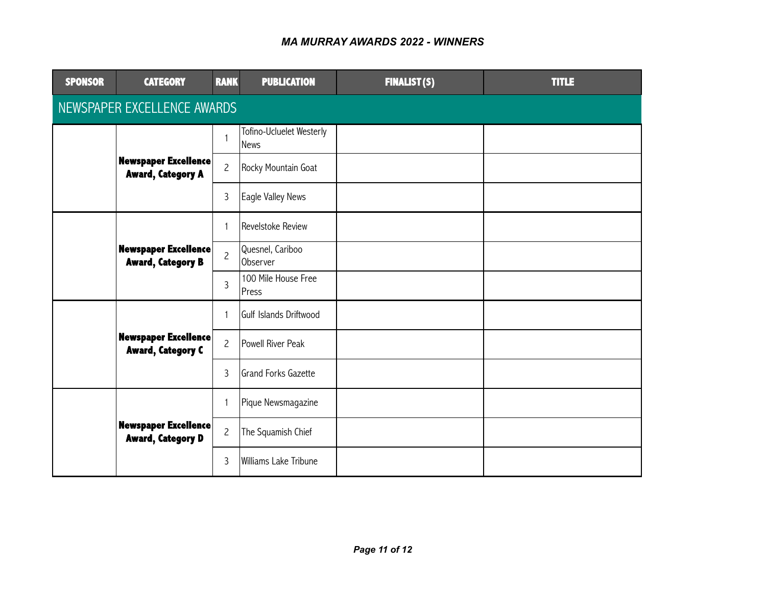*MA MURRAY AWARDS 2022 - WINNERS*

| SPONSOR | CATEGORY | RANK | PUBLICATION | FINALIST(S) | TITLE |
|---|---|---|---|---|---|
| NEWSPAPER EXCELLENCE AWARDS | | | | | |
| | **Newspaper Excellence Award, Category A** | 1 | Tofino-Ucluelet Westerly News | | |
| | | 2 | Rocky Mountain Goat | | |
| | | 3 | Eagle Valley News | | |
| | **Newspaper Excellence Award, Category B** | 1 | Revelstoke Review | | |
| | | 2 | Quesnel, Cariboo Observer | | |
| | | 3 | 100 Mile House Free Press | | |
| | **Newspaper Excellence Award, Category C** | 1 | Gulf Islands Driftwood | | |
| | | 2 | Powell River Peak | | |
| | | 3 | Grand Forks Gazette | | |
| | **Newspaper Excellence Award, Category D** | 1 | Pique Newsmagazine | | |
| | | 2 | The Squamish Chief | | |
| | | 3 | Williams Lake Tribune | | |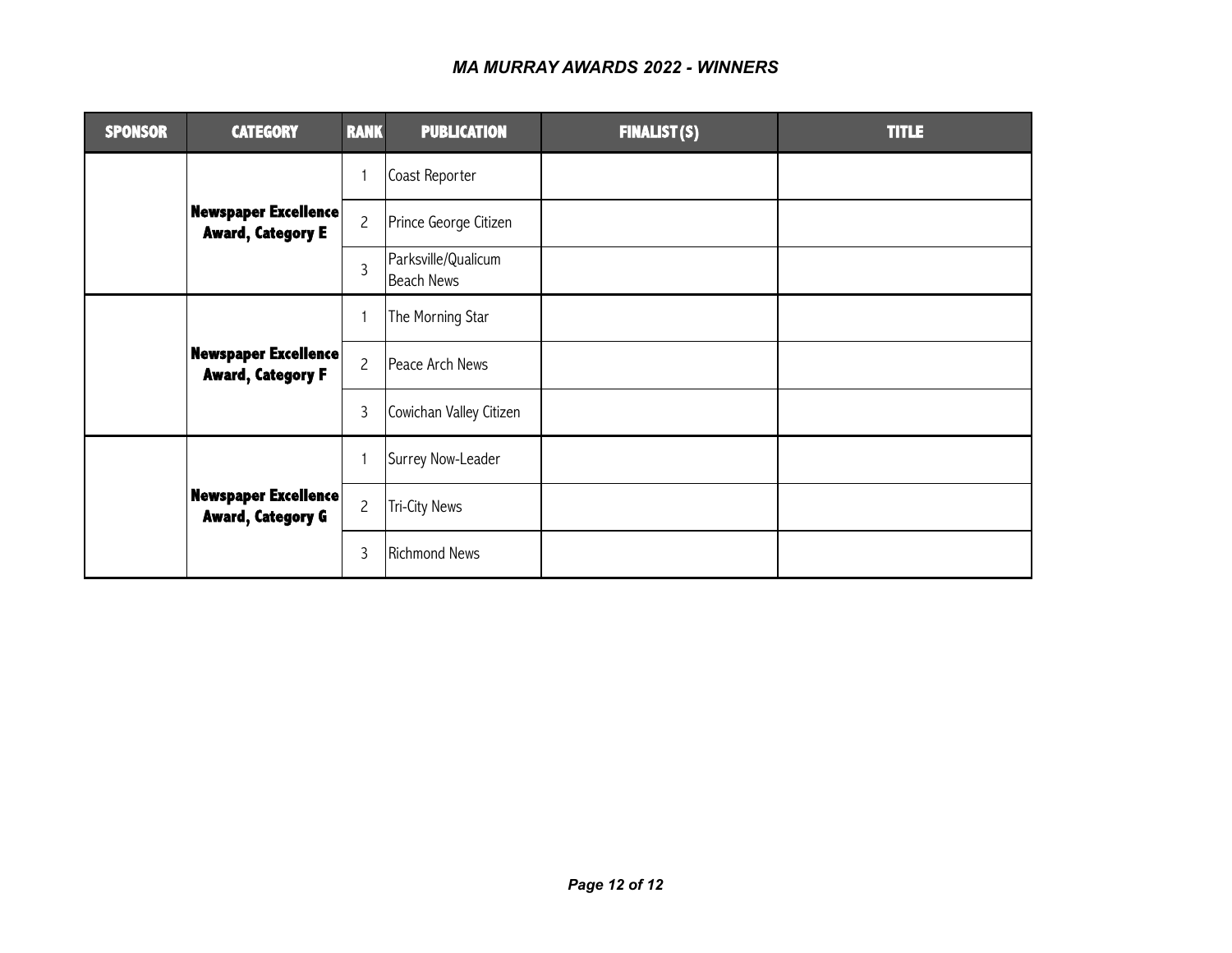## *MA MURRAY AWARDS 2022 - WINNERS*

| SPONSOR | CATEGORY | RANK | PUBLICATION | FINALIST (S) | TITLE |
|---|---|---|---|---|---|
| | **Newspaper Excellence Award, Category E** | 1 | Coast Reporter | | |
| | | 2 | Prince George Citizen | | |
| | | 3 | Parksville/Qualicum Beach News | | |
| | **Newspaper Excellence Award, Category F** | 1 | The Morning Star | | |
| | | 2 | Peace Arch News | | |
| | | 3 | Cowichan Valley Citizen | | |
| | **Newspaper Excellence Award, Category G** | 1 | Surrey Now-Leader | | |
| | | 2 | Tri-City News | | |
| | | 3 | Richmond News | | |